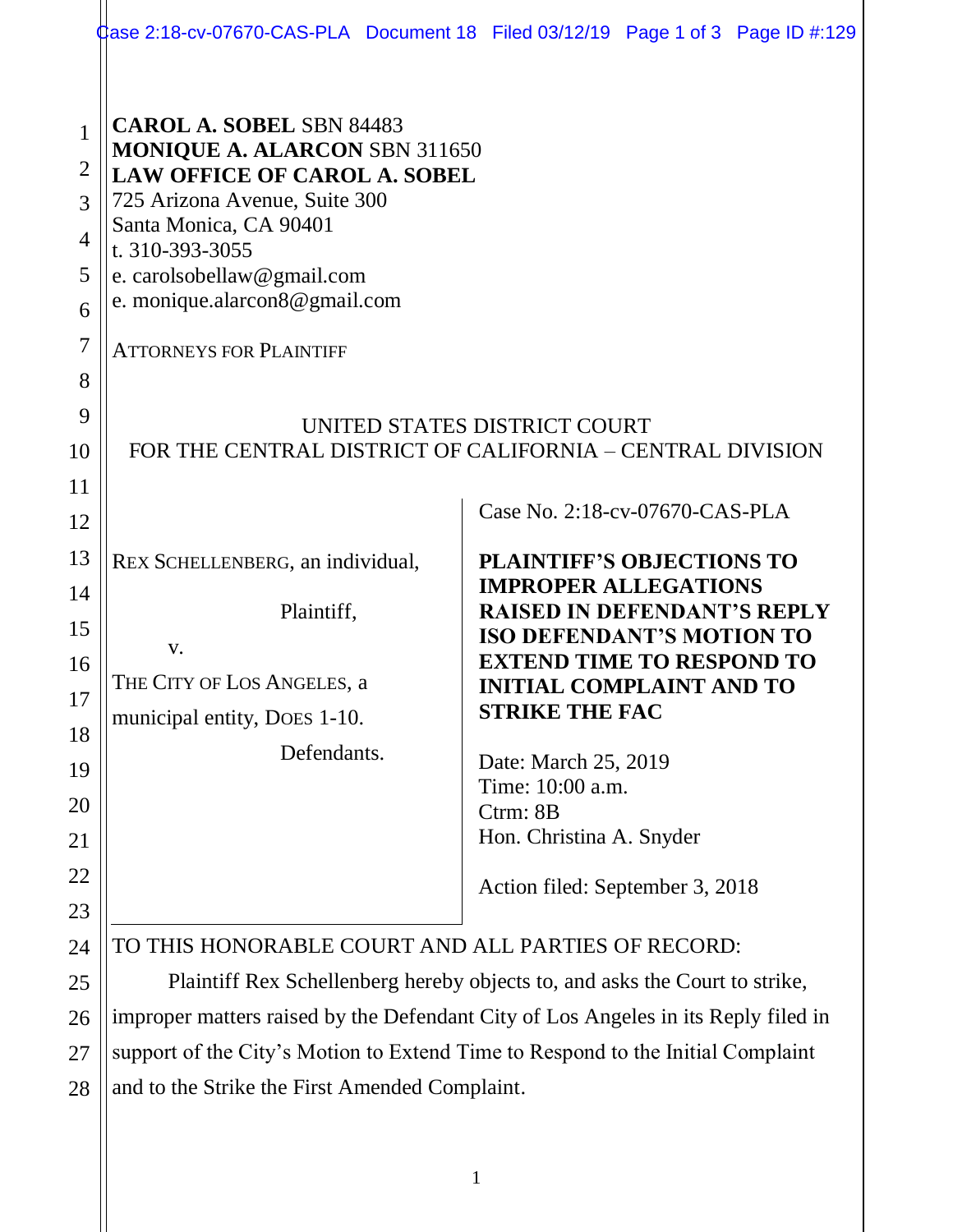**CAROL A. SOBEL** SBN 84483
**MONIQUE A. ALARCON** SBN 311650
**LAW OFFICE OF CAROL A. SOBEL**
725 Arizona Avenue, Suite 300
Santa Monica, CA 90401
t. 310-393-3055
e. carolsobellaw@gmail.com
e. monique.alarcon8@gmail.com

ATTORNEYS FOR PLAINTIFF

UNITED STATES DISTRICT COURT
FOR THE CENTRAL DISTRICT OF CALIFORNIA – CENTRAL DIVISION

| | |
|---|---|
| REX SCHELLENBERG, an individual,<br><br>Plaintiff,<br><br>v.<br><br>THE CITY OF LOS ANGELES, a municipal entity, DOES 1-10.<br><br>Defendants. | Case No. 2:18-cv-07670-CAS-PLA<br><br>**PLAINTIFF'S OBJECTIONS TO IMPROPER ALLEGATIONS RAISED IN DEFENDANT'S REPLY ISO DEFENDANT'S MOTION TO EXTEND TIME TO RESPOND TO INITIAL COMPLAINT AND TO STRIKE THE FAC**<br><br>Date: March 25, 2019<br>Time: 10:00 a.m.<br>Ctrm: 8B<br>Hon. Christina A. Snyder<br><br>Action filed: September 3, 2018 |

TO THIS HONORABLE COURT AND ALL PARTIES OF RECORD:

Plaintiff Rex Schellenberg hereby objects to, and asks the Court to strike, improper matters raised by the Defendant City of Los Angeles in its Reply filed in support of the City's Motion to Extend Time to Respond to the Initial Complaint and to the Strike the First Amended Complaint.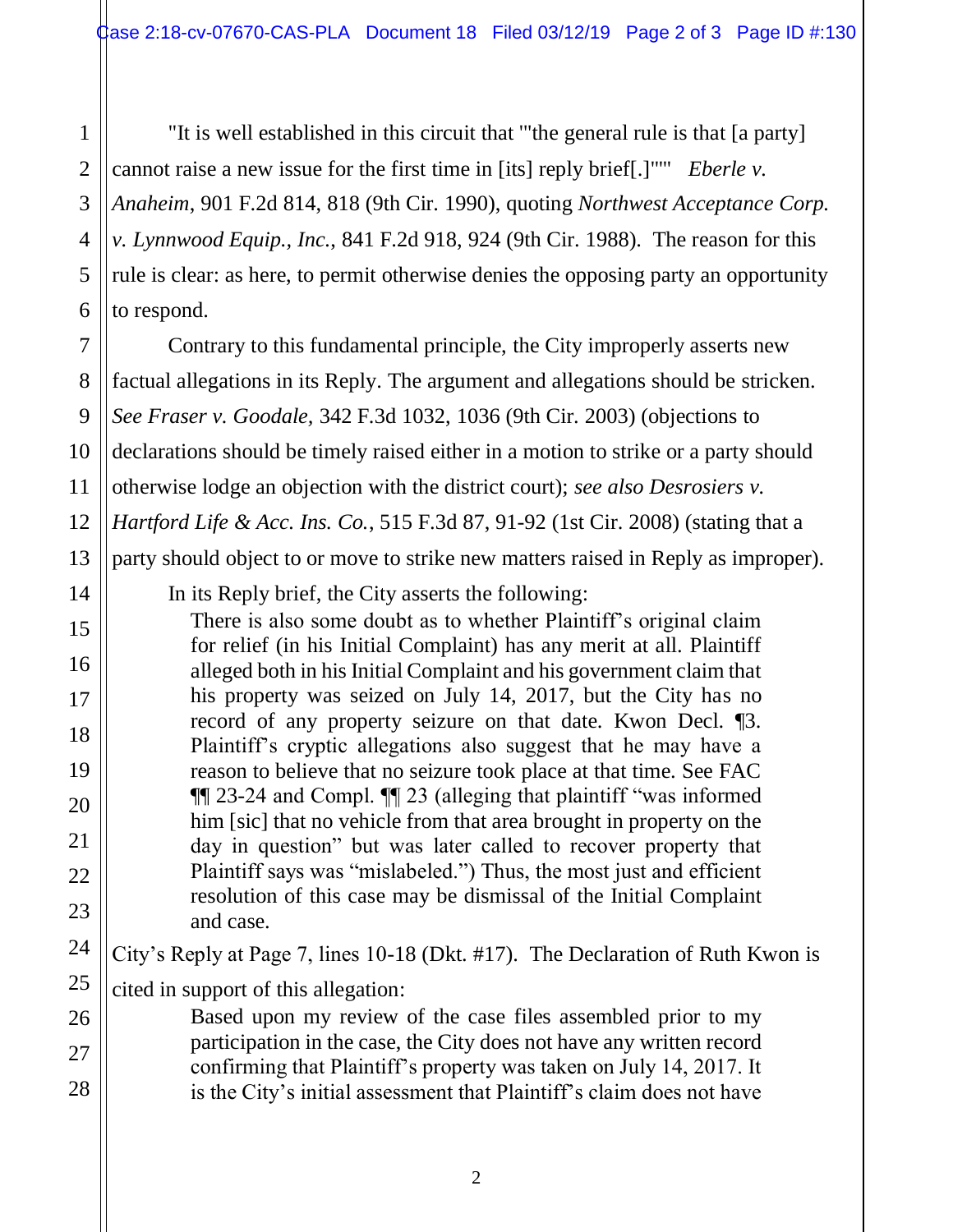"It is well established in this circuit that "'the general rule is that [a party] cannot raise a new issue for the first time in [its] reply brief[.]'"" *Eberle v. Anaheim*, 901 F.2d 814, 818 (9th Cir. 1990), quoting *Northwest Acceptance Corp. v. Lynnwood Equip., Inc.*, 841 F.2d 918, 924 (9th Cir. 1988). The reason for this rule is clear: as here, to permit otherwise denies the opposing party an opportunity to respond.

Contrary to this fundamental principle, the City improperly asserts new factual allegations in its Reply. The argument and allegations should be stricken. *See Fraser v. Goodale*, 342 F.3d 1032, 1036 (9th Cir. 2003) (objections to declarations should be timely raised either in a motion to strike or a party should otherwise lodge an objection with the district court); *see also Desrosiers v. Hartford Life & Acc. Ins. Co.*, 515 F.3d 87, 91-92 (1st Cir. 2008) (stating that a party should object to or move to strike new matters raised in Reply as improper).

In its Reply brief, the City asserts the following:

> There is also some doubt as to whether Plaintiff's original claim for relief (in his Initial Complaint) has any merit at all. Plaintiff alleged both in his Initial Complaint and his government claim that his property was seized on July 14, 2017, but the City has no record of any property seizure on that date. Kwon Decl. ¶3. Plaintiff's cryptic allegations also suggest that he may have a reason to believe that no seizure took place at that time. See FAC ¶¶ 23-24 and Compl. ¶¶ 23 (alleging that plaintiff "was informed him [sic] that no vehicle from that area brought in property on the day in question" but was later called to recover property that Plaintiff says was "mislabeled.") Thus, the most just and efficient resolution of this case may be dismissal of the Initial Complaint and case.

City's Reply at Page 7, lines 10-18 (Dkt. #17). The Declaration of Ruth Kwon is cited in support of this allegation:

> Based upon my review of the case files assembled prior to my participation in the case, the City does not have any written record confirming that Plaintiff's property was taken on July 14, 2017. It is the City's initial assessment that Plaintiff's claim does not have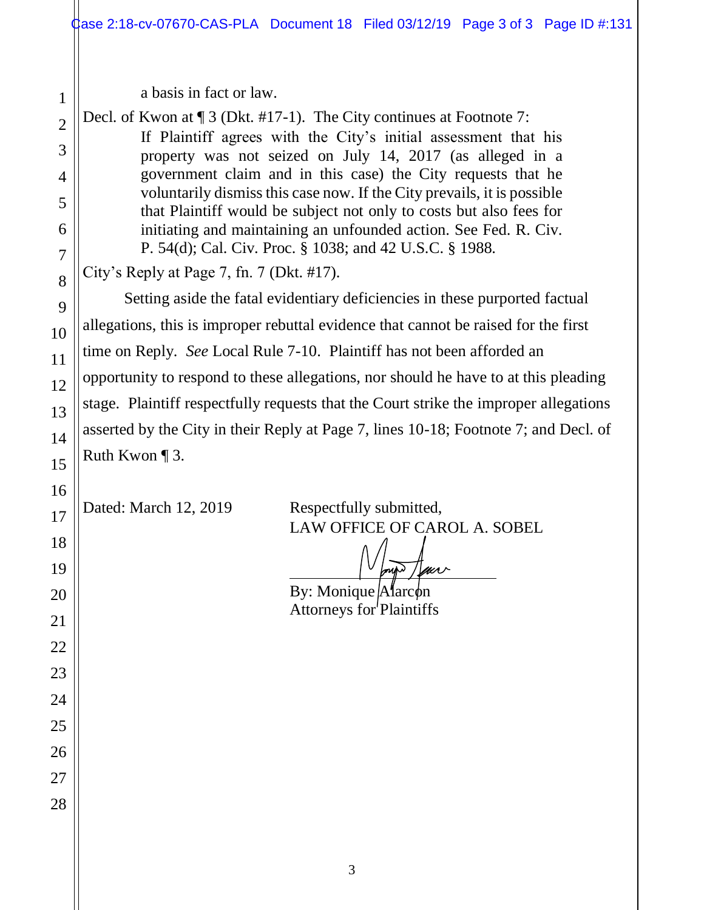> a basis in fact or law.

Decl. of Kwon at ¶ 3 (Dkt. #17-1). The City continues at Footnote 7:

> If Plaintiff agrees with the City's initial assessment that his property was not seized on July 14, 2017 (as alleged in a government claim and in this case) the City requests that he voluntarily dismiss this case now. If the City prevails, it is possible that Plaintiff would be subject not only to costs but also fees for initiating and maintaining an unfounded action. See Fed. R. Civ. P. 54(d); Cal. Civ. Proc. § 1038; and 42 U.S.C. § 1988.

City's Reply at Page 7, fn. 7 (Dkt. #17).

Setting aside the fatal evidentiary deficiencies in these purported factual allegations, this is improper rebuttal evidence that cannot be raised for the first time on Reply. *See* Local Rule 7-10. Plaintiff has not been afforded an opportunity to respond to these allegations, nor should he have to at this pleading stage. Plaintiff respectfully requests that the Court strike the improper allegations asserted by the City in their Reply at Page 7, lines 10-18; Footnote 7; and Decl. of Ruth Kwon ¶ 3.

Dated: March 12, 2019

Respectfully submitted,
LAW OFFICE OF CAROL A. SOBEL

By: Monique Alarcon
Attorneys for Plaintiffs